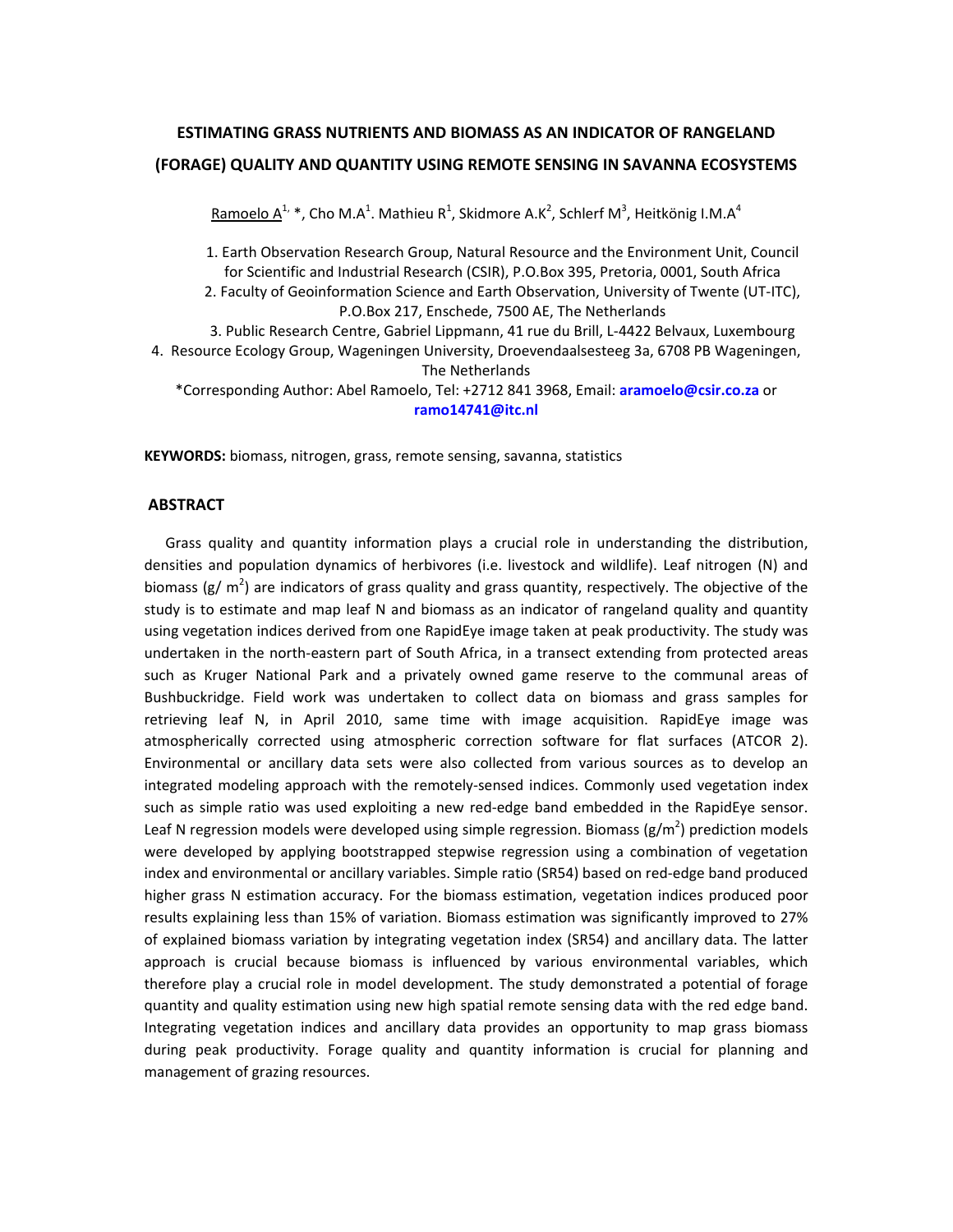# ESTIMATING GRASS NUTRIENTS AND BIOMASS AS AN INDICATOR OF RANGELAND (FORAGE) QUALITY AND QUANTITY USING REMOTE SENSING IN SAVANNA ECOSYSTEMS

Ramoelo A[1,] *, Cho M.A[1]. Mathieu R[1], Skidmore A.K[2], Schlerf M[3], Heitkönig I.M.A[4]

1. Earth Observation Research Group, Natural Resource and the Environment Unit, Council for Scientific and Industrial Research (CSIR), P.O.Box 395, Pretoria, 0001, South Africa
2. Faculty of Geoinformation Science and Earth Observation, University of Twente (UT-ITC), P.O.Box 217, Enschede, 7500 AE, The Netherlands
3. Public Research Centre, Gabriel Lippmann, 41 rue du Brill, L-4422 Belvaux, Luxembourg
4. Resource Ecology Group, Wageningen University, Droevendaalsesteeg 3a, 6708 PB Wageningen, The Netherlands

*Corresponding Author: Abel Ramoelo, Tel: +2712 841 3968, Email: **aramoelo@csir.co.za** or **ramo14741@itc.nl**

**KEYWORDS:** biomass, nitrogen, grass, remote sensing, savanna, statistics

## ABSTRACT

Grass quality and quantity information plays a crucial role in understanding the distribution, densities and population dynamics of herbivores (i.e. livestock and wildlife). Leaf nitrogen (N) and biomass (g/ $m^2$) are indicators of grass quality and grass quantity, respectively. The objective of the study is to estimate and map leaf N and biomass as an indicator of rangeland quality and quantity using vegetation indices derived from one RapidEye image taken at peak productivity. The study was undertaken in the north-eastern part of South Africa, in a transect extending from protected areas such as Kruger National Park and a privately owned game reserve to the communal areas of Bushbuckridge. Field work was undertaken to collect data on biomass and grass samples for retrieving leaf N, in April 2010, same time with image acquisition. RapidEye image was atmospherically corrected using atmospheric correction software for flat surfaces (ATCOR 2). Environmental or ancillary data sets were also collected from various sources as to develop an integrated modeling approach with the remotely-sensed indices. Commonly used vegetation index such as simple ratio was used exploiting a new red-edge band embedded in the RapidEye sensor. Leaf N regression models were developed using simple regression. Biomass (g/$m^2$) prediction models were developed by applying bootstrapped stepwise regression using a combination of vegetation index and environmental or ancillary variables. Simple ratio (SR54) based on red-edge band produced higher grass N estimation accuracy. For the biomass estimation, vegetation indices produced poor results explaining less than 15% of variation. Biomass estimation was significantly improved to 27% of explained biomass variation by integrating vegetation index (SR54) and ancillary data. The latter approach is crucial because biomass is influenced by various environmental variables, which therefore play a crucial role in model development. The study demonstrated a potential of forage quantity and quality estimation using new high spatial remote sensing data with the red edge band. Integrating vegetation indices and ancillary data provides an opportunity to map grass biomass during peak productivity. Forage quality and quantity information is crucial for planning and management of grazing resources.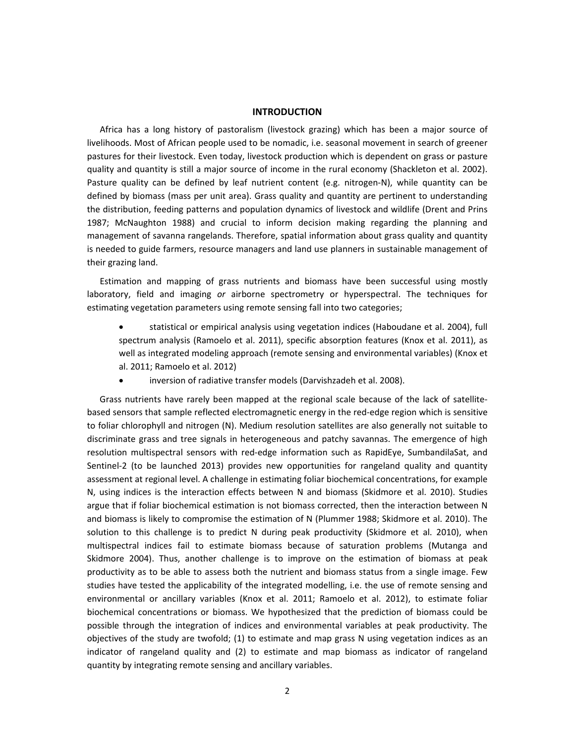## INTRODUCTION

Africa has a long history of pastoralism (livestock grazing) which has been a major source of livelihoods. Most of African people used to be nomadic, i.e. seasonal movement in search of greener pastures for their livestock. Even today, livestock production which is dependent on grass or pasture quality and quantity is still a major source of income in the rural economy (Shackleton et al. 2002). Pasture quality can be defined by leaf nutrient content (e.g. nitrogen-N), while quantity can be defined by biomass (mass per unit area). Grass quality and quantity are pertinent to understanding the distribution, feeding patterns and population dynamics of livestock and wildlife (Drent and Prins 1987; McNaughton 1988) and crucial to inform decision making regarding the planning and management of savanna rangelands. Therefore, spatial information about grass quality and quantity is needed to guide farmers, resource managers and land use planners in sustainable management of their grazing land.

Estimation and mapping of grass nutrients and biomass have been successful using mostly laboratory, field and imaging *or* airborne spectrometry or hyperspectral. The techniques for estimating vegetation parameters using remote sensing fall into two categories;

- statistical or empirical analysis using vegetation indices (Haboudane et al. 2004), full spectrum analysis (Ramoelo et al. 2011), specific absorption features (Knox et al. 2011), as well as integrated modeling approach (remote sensing and environmental variables) (Knox et al. 2011; Ramoelo et al. 2012)
- inversion of radiative transfer models (Darvishzadeh et al. 2008).

Grass nutrients have rarely been mapped at the regional scale because of the lack of satellite-based sensors that sample reflected electromagnetic energy in the red-edge region which is sensitive to foliar chlorophyll and nitrogen (N). Medium resolution satellites are also generally not suitable to discriminate grass and tree signals in heterogeneous and patchy savannas. The emergence of high resolution multispectral sensors with red-edge information such as RapidEye, SumbandilaSat, and Sentinel-2 (to be launched 2013) provides new opportunities for rangeland quality and quantity assessment at regional level. A challenge in estimating foliar biochemical concentrations, for example N, using indices is the interaction effects between N and biomass (Skidmore et al. 2010). Studies argue that if foliar biochemical estimation is not biomass corrected, then the interaction between N and biomass is likely to compromise the estimation of N (Plummer 1988; Skidmore et al. 2010). The solution to this challenge is to predict N during peak productivity (Skidmore et al. 2010), when multispectral indices fail to estimate biomass because of saturation problems (Mutanga and Skidmore 2004). Thus, another challenge is to improve on the estimation of biomass at peak productivity as to be able to assess both the nutrient and biomass status from a single image. Few studies have tested the applicability of the integrated modelling, i.e. the use of remote sensing and environmental or ancillary variables (Knox et al. 2011; Ramoelo et al. 2012), to estimate foliar biochemical concentrations or biomass. We hypothesized that the prediction of biomass could be possible through the integration of indices and environmental variables at peak productivity. The objectives of the study are twofold; (1) to estimate and map grass N using vegetation indices as an indicator of rangeland quality and (2) to estimate and map biomass as indicator of rangeland quantity by integrating remote sensing and ancillary variables.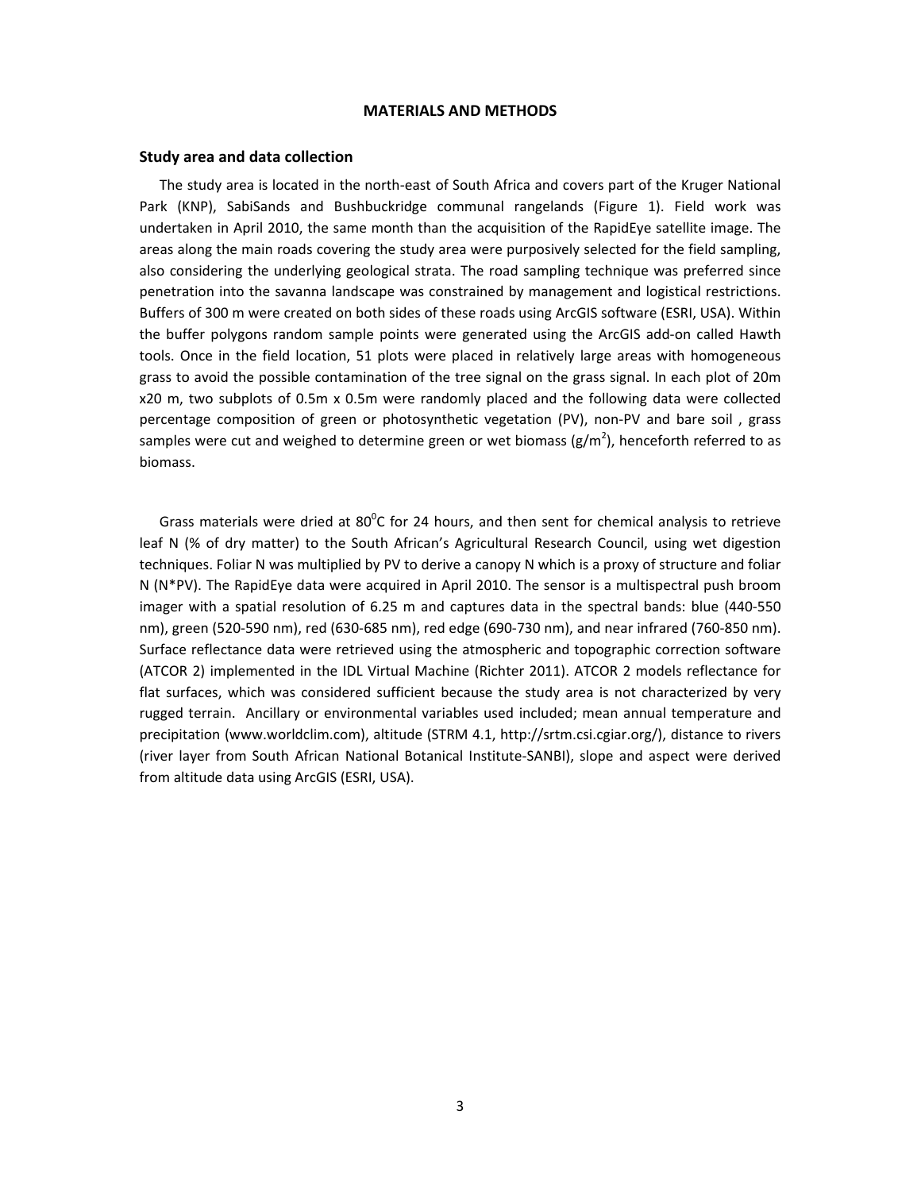## MATERIALS AND METHODS

### Study area and data collection

The study area is located in the north-east of South Africa and covers part of the Kruger National Park (KNP), SabiSands and Bushbuckridge communal rangelands (Figure 1). Field work was undertaken in April 2010, the same month than the acquisition of the RapidEye satellite image. The areas along the main roads covering the study area were purposively selected for the field sampling, also considering the underlying geological strata. The road sampling technique was preferred since penetration into the savanna landscape was constrained by management and logistical restrictions. Buffers of 300 m were created on both sides of these roads using ArcGIS software (ESRI, USA). Within the buffer polygons random sample points were generated using the ArcGIS add-on called Hawth tools. Once in the field location, 51 plots were placed in relatively large areas with homogeneous grass to avoid the possible contamination of the tree signal on the grass signal. In each plot of 20m x20 m, two subplots of 0.5m x 0.5m were randomly placed and the following data were collected percentage composition of green or photosynthetic vegetation (PV), non-PV and bare soil , grass samples were cut and weighed to determine green or wet biomass ($g/m^2$), henceforth referred to as biomass.

Grass materials were dried at $80^0$C for 24 hours, and then sent for chemical analysis to retrieve leaf N (% of dry matter) to the South African's Agricultural Research Council, using wet digestion techniques. Foliar N was multiplied by PV to derive a canopy N which is a proxy of structure and foliar N (N*PV). The RapidEye data were acquired in April 2010. The sensor is a multispectral push broom imager with a spatial resolution of 6.25 m and captures data in the spectral bands: blue (440-550 nm), green (520-590 nm), red (630-685 nm), red edge (690-730 nm), and near infrared (760-850 nm). Surface reflectance data were retrieved using the atmospheric and topographic correction software (ATCOR 2) implemented in the IDL Virtual Machine (Richter 2011). ATCOR 2 models reflectance for flat surfaces, which was considered sufficient because the study area is not characterized by very rugged terrain. Ancillary or environmental variables used included; mean annual temperature and precipitation (www.worldclim.com), altitude (STRM 4.1, http://srtm.csi.cgiar.org/), distance to rivers (river layer from South African National Botanical Institute-SANBI), slope and aspect were derived from altitude data using ArcGIS (ESRI, USA).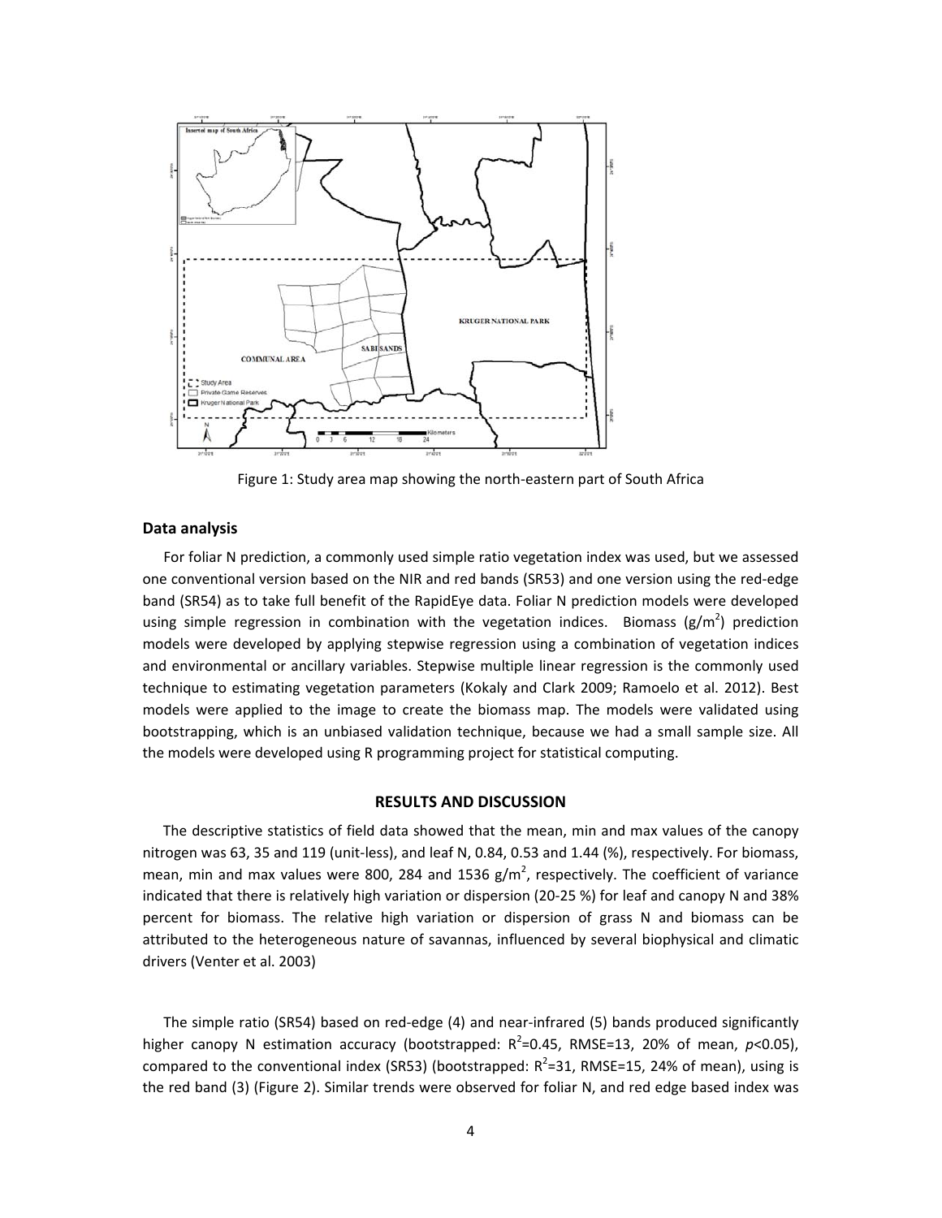Figure 1: Study area map showing the north-eastern part of South Africa

### Data analysis

For foliar N prediction, a commonly used simple ratio vegetation index was used, but we assessed one conventional version based on the NIR and red bands (SR53) and one version using the red-edge band (SR54) as to take full benefit of the RapidEye data. Foliar N prediction models were developed using simple regression in combination with the vegetation indices. Biomass ($g/m^2$) prediction models were developed by applying stepwise regression using a combination of vegetation indices and environmental or ancillary variables. Stepwise multiple linear regression is the commonly used technique to estimating vegetation parameters (Kokaly and Clark 2009; Ramoelo et al. 2012). Best models were applied to the image to create the biomass map. The models were validated using bootstrapping, which is an unbiased validation technique, because we had a small sample size. All the models were developed using R programming project for statistical computing.

## RESULTS AND DISCUSSION

The descriptive statistics of field data showed that the mean, min and max values of the canopy nitrogen was 63, 35 and 119 (unit-less), and leaf N, 0.84, 0.53 and 1.44 (%), respectively. For biomass, mean, min and max values were 800, 284 and 1536 $g/m^2$, respectively. The coefficient of variance indicated that there is relatively high variation or dispersion (20-25 %) for leaf and canopy N and 38% percent for biomass. The relative high variation or dispersion of grass N and biomass can be attributed to the heterogeneous nature of savannas, influenced by several biophysical and climatic drivers (Venter et al. 2003)

The simple ratio (SR54) based on red-edge (4) and near-infrared (5) bands produced significantly higher canopy N estimation accuracy (bootstrapped: $R^2$=0.45, RMSE=13, 20% of mean, $p$<0.05), compared to the conventional index (SR53) (bootstrapped: $R^2$=31, RMSE=15, 24% of mean), using is the red band (3) (Figure 2). Similar trends were observed for foliar N, and red edge based index was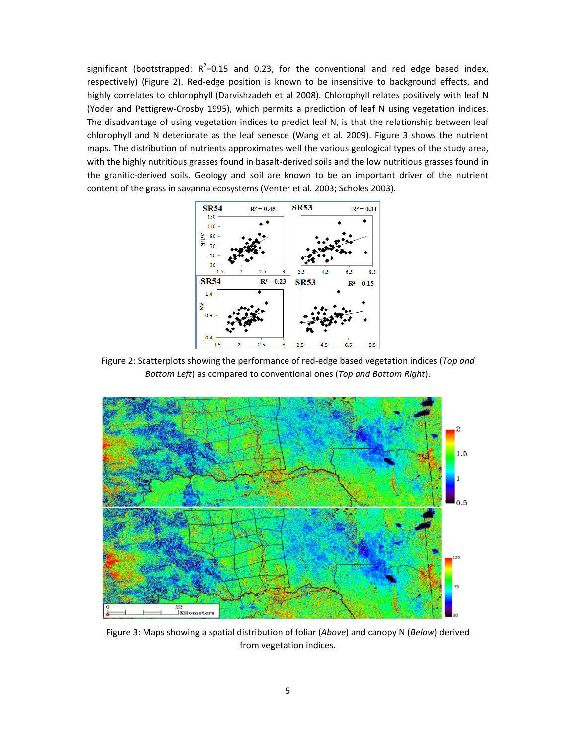significant (bootstrapped: $R^2$=0.15 and 0.23, for the conventional and red edge based index, respectively) (Figure 2). Red-edge position is known to be insensitive to background effects, and highly correlates to chlorophyll (Darvishzadeh et al 2008). Chlorophyll relates positively with leaf N (Yoder and Pettigrew-Crosby 1995), which permits a prediction of leaf N using vegetation indices. The disadvantage of using vegetation indices to predict leaf N, is that the relationship between leaf chlorophyll and N deteriorate as the leaf senesce (Wang et al. 2009). Figure 3 shows the nutrient maps. The distribution of nutrients approximates well the various geological types of the study area, with the highly nutritious grasses found in basalt-derived soils and the low nutritious grasses found in the granitic-derived soils. Geology and soil are known to be an important driver of the nutrient content of the grass in savanna ecosystems (Venter et al. 2003; Scholes 2003).

Figure 2: Scatterplots showing the performance of red-edge based vegetation indices (*Top and Bottom Left*) as compared to conventional ones (*Top and Bottom Right*).

Figure 3: Maps showing a spatial distribution of foliar (*Above*) and canopy N (*Below*) derived from vegetation indices.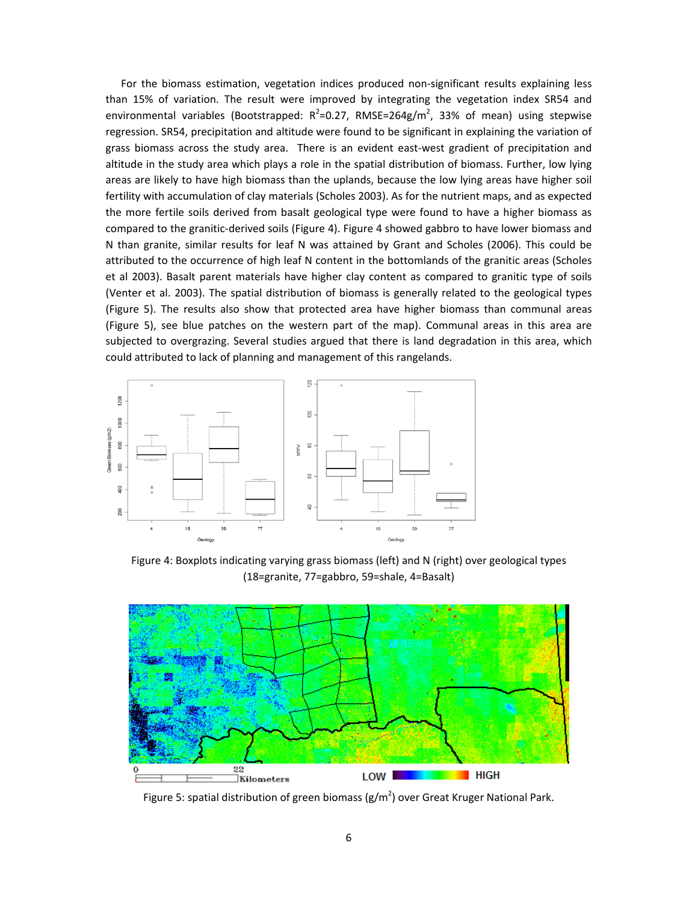For the biomass estimation, vegetation indices produced non-significant results explaining less than 15% of variation. The result were improved by integrating the vegetation index SR54 and environmental variables (Bootstrapped: $R^2$=0.27, RMSE=264g/$m^2$, 33% of mean) using stepwise regression. SR54, precipitation and altitude were found to be significant in explaining the variation of grass biomass across the study area. There is an evident east-west gradient of precipitation and altitude in the study area which plays a role in the spatial distribution of biomass. Further, low lying areas are likely to have high biomass than the uplands, because the low lying areas have higher soil fertility with accumulation of clay materials (Scholes 2003). As for the nutrient maps, and as expected the more fertile soils derived from basalt geological type were found to have a higher biomass as compared to the granitic-derived soils (Figure 4). Figure 4 showed gabbro to have lower biomass and N than granite, similar results for leaf N was attained by Grant and Scholes (2006). This could be attributed to the occurrence of high leaf N content in the bottomlands of the granitic areas (Scholes et al 2003). Basalt parent materials have higher clay content as compared to granitic type of soils (Venter et al. 2003). The spatial distribution of biomass is generally related to the geological types (Figure 5). The results also show that protected area have higher biomass than communal areas (Figure 5), see blue patches on the western part of the map). Communal areas in this area are subjected to overgrazing. Several studies argued that there is land degradation in this area, which could attributed to lack of planning and management of this rangelands.

Figure 4: Boxplots indicating varying grass biomass (left) and N (right) over geological types (18=granite, 77=gabbro, 59=shale, 4=Basalt)

Figure 5: spatial distribution of green biomass (g/$m^2$) over Great Kruger National Park.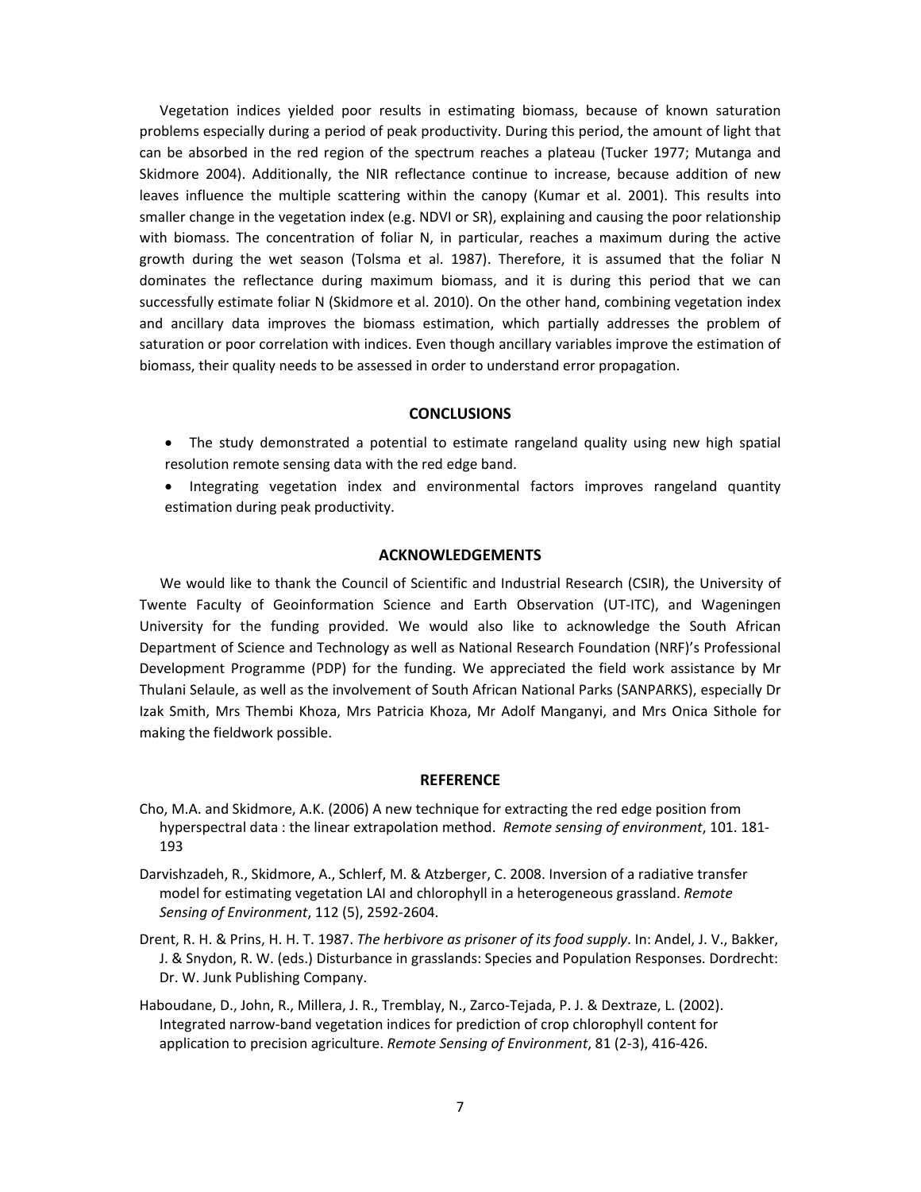Vegetation indices yielded poor results in estimating biomass, because of known saturation problems especially during a period of peak productivity. During this period, the amount of light that can be absorbed in the red region of the spectrum reaches a plateau (Tucker 1977; Mutanga and Skidmore 2004). Additionally, the NIR reflectance continue to increase, because addition of new leaves influence the multiple scattering within the canopy (Kumar et al. 2001). This results into smaller change in the vegetation index (e.g. NDVI or SR), explaining and causing the poor relationship with biomass. The concentration of foliar N, in particular, reaches a maximum during the active growth during the wet season (Tolsma et al. 1987). Therefore, it is assumed that the foliar N dominates the reflectance during maximum biomass, and it is during this period that we can successfully estimate foliar N (Skidmore et al. 2010). On the other hand, combining vegetation index and ancillary data improves the biomass estimation, which partially addresses the problem of saturation or poor correlation with indices. Even though ancillary variables improve the estimation of biomass, their quality needs to be assessed in order to understand error propagation.

## CONCLUSIONS

- The study demonstrated a potential to estimate rangeland quality using new high spatial resolution remote sensing data with the red edge band.
- Integrating vegetation index and environmental factors improves rangeland quantity estimation during peak productivity.

## ACKNOWLEDGEMENTS

We would like to thank the Council of Scientific and Industrial Research (CSIR), the University of Twente Faculty of Geoinformation Science and Earth Observation (UT-ITC), and Wageningen University for the funding provided. We would also like to acknowledge the South African Department of Science and Technology as well as National Research Foundation (NRF)'s Professional Development Programme (PDP) for the funding. We appreciated the field work assistance by Mr Thulani Selaule, as well as the involvement of South African National Parks (SANPARKS), especially Dr Izak Smith, Mrs Thembi Khoza, Mrs Patricia Khoza, Mr Adolf Manganyi, and Mrs Onica Sithole for making the fieldwork possible.

## REFERENCE

Cho, M.A. and Skidmore, A.K. (2006) A new technique for extracting the red edge position from hyperspectral data : the linear extrapolation method. *Remote sensing of environment*, 101. 181-193

Darvishzadeh, R., Skidmore, A., Schlerf, M. & Atzberger, C. 2008. Inversion of a radiative transfer model for estimating vegetation LAI and chlorophyll in a heterogeneous grassland. *Remote Sensing of Environment*, 112 (5), 2592-2604.

Drent, R. H. & Prins, H. H. T. 1987. *The herbivore as prisoner of its food supply*. In: Andel, J. V., Bakker, J. & Snydon, R. W. (eds.) Disturbance in grasslands: Species and Population Responses. Dordrecht: Dr. W. Junk Publishing Company.

Haboudane, D., John, R., Millera, J. R., Tremblay, N., Zarco-Tejada, P. J. & Dextraze, L. (2002). Integrated narrow-band vegetation indices for prediction of crop chlorophyll content for application to precision agriculture. *Remote Sensing of Environment*, 81 (2-3), 416-426.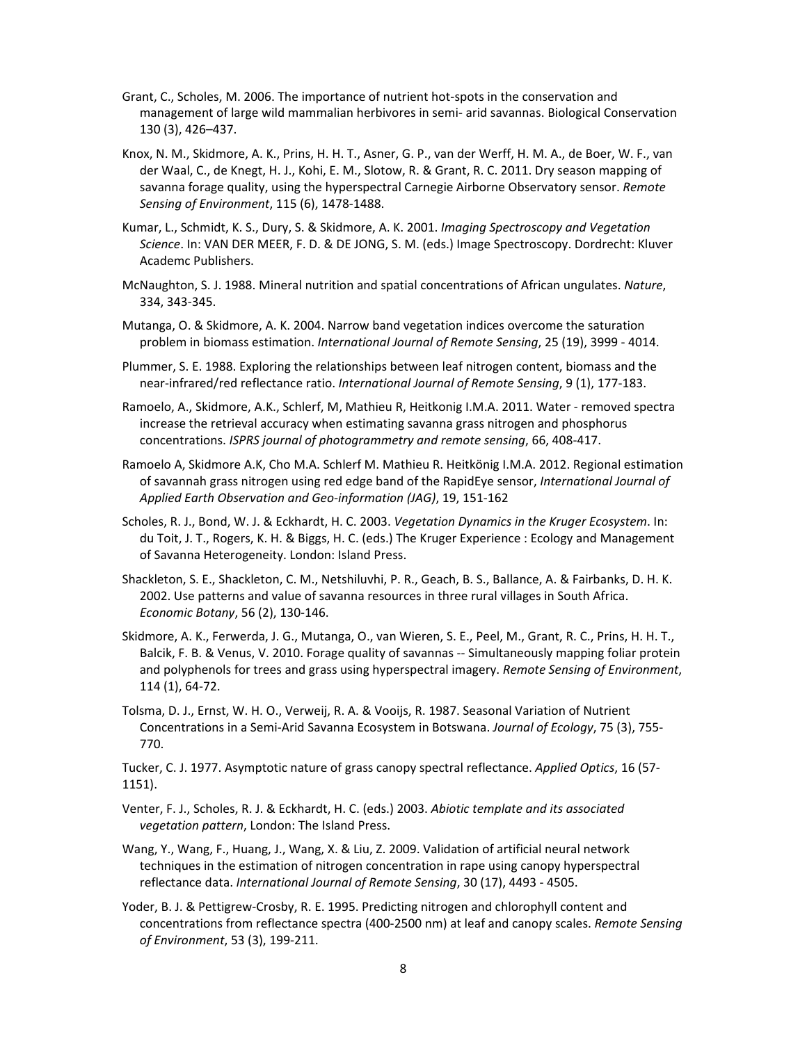Grant, C., Scholes, M. 2006. The importance of nutrient hot-spots in the conservation and management of large wild mammalian herbivores in semi- arid savannas. Biological Conservation 130 (3), 426–437.

Knox, N. M., Skidmore, A. K., Prins, H. H. T., Asner, G. P., van der Werff, H. M. A., de Boer, W. F., van der Waal, C., de Knegt, H. J., Kohi, E. M., Slotow, R. & Grant, R. C. 2011. Dry season mapping of savanna forage quality, using the hyperspectral Carnegie Airborne Observatory sensor. *Remote Sensing of Environment*, 115 (6), 1478-1488.

Kumar, L., Schmidt, K. S., Dury, S. & Skidmore, A. K. 2001. *Imaging Spectroscopy and Vegetation Science*. In: VAN DER MEER, F. D. & DE JONG, S. M. (eds.) Image Spectroscopy. Dordrecht: Kluver Academc Publishers.

McNaughton, S. J. 1988. Mineral nutrition and spatial concentrations of African ungulates. *Nature*, 334, 343-345.

Mutanga, O. & Skidmore, A. K. 2004. Narrow band vegetation indices overcome the saturation problem in biomass estimation. *International Journal of Remote Sensing*, 25 (19), 3999 - 4014.

Plummer, S. E. 1988. Exploring the relationships between leaf nitrogen content, biomass and the near-infrared/red reflectance ratio. *International Journal of Remote Sensing*, 9 (1), 177-183.

Ramoelo, A., Skidmore, A.K., Schlerf, M, Mathieu R, Heitkonig I.M.A. 2011. Water - removed spectra increase the retrieval accuracy when estimating savanna grass nitrogen and phosphorus concentrations. *ISPRS journal of photogrammetry and remote sensing*, 66, 408-417.

Ramoelo A, Skidmore A.K, Cho M.A. Schlerf M. Mathieu R. Heitkönig I.M.A. 2012. Regional estimation of savannah grass nitrogen using red edge band of the RapidEye sensor, *International Journal of Applied Earth Observation and Geo-information (JAG)*, 19, 151-162

Scholes, R. J., Bond, W. J. & Eckhardt, H. C. 2003. *Vegetation Dynamics in the Kruger Ecosystem*. In: du Toit, J. T., Rogers, K. H. & Biggs, H. C. (eds.) The Kruger Experience : Ecology and Management of Savanna Heterogeneity. London: Island Press.

Shackleton, S. E., Shackleton, C. M., Netshiluvhi, P. R., Geach, B. S., Ballance, A. & Fairbanks, D. H. K. 2002. Use patterns and value of savanna resources in three rural villages in South Africa. *Economic Botany*, 56 (2), 130-146.

Skidmore, A. K., Ferwerda, J. G., Mutanga, O., van Wieren, S. E., Peel, M., Grant, R. C., Prins, H. H. T., Balcik, F. B. & Venus, V. 2010. Forage quality of savannas -- Simultaneously mapping foliar protein and polyphenols for trees and grass using hyperspectral imagery. *Remote Sensing of Environment*, 114 (1), 64-72.

Tolsma, D. J., Ernst, W. H. O., Verweij, R. A. & Vooijs, R. 1987. Seasonal Variation of Nutrient Concentrations in a Semi-Arid Savanna Ecosystem in Botswana. *Journal of Ecology*, 75 (3), 755-770.

Tucker, C. J. 1977. Asymptotic nature of grass canopy spectral reflectance. *Applied Optics*, 16 (57-1151).

Venter, F. J., Scholes, R. J. & Eckhardt, H. C. (eds.) 2003. *Abiotic template and its associated vegetation pattern*, London: The Island Press.

Wang, Y., Wang, F., Huang, J., Wang, X. & Liu, Z. 2009. Validation of artificial neural network techniques in the estimation of nitrogen concentration in rape using canopy hyperspectral reflectance data. *International Journal of Remote Sensing*, 30 (17), 4493 - 4505.

Yoder, B. J. & Pettigrew-Crosby, R. E. 1995. Predicting nitrogen and chlorophyll content and concentrations from reflectance spectra (400-2500 nm) at leaf and canopy scales. *Remote Sensing of Environment*, 53 (3), 199-211.